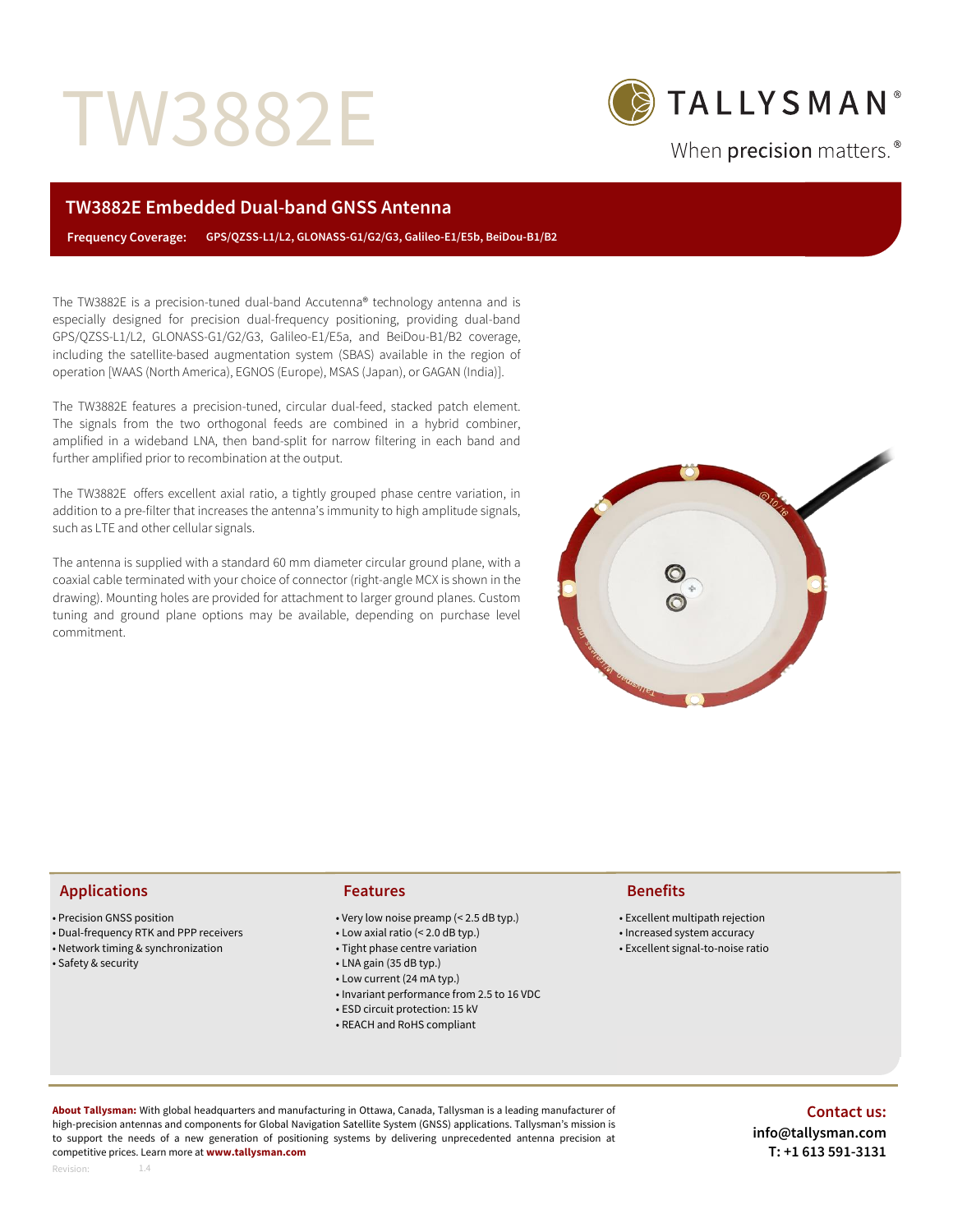# TW3882E

TALLYSMAN®

When precision matters.®

## TW3882E Embedded Dual-band GNSS Antenna

**Frequency Coverage:** GPS/QZSS-L1/L2, GLONASS-G1/G2/G3, Galileo-E1/E5b, BeiDou-B1/B2

The TW3882E is a precision-tuned dual-band Accutenna® technology antenna and is especially designed for precision dual-frequency positioning, providing dual-band GPS/QZSS-L1/L2, GLONASS-G1/G2/G3, Galileo-E1/E5a, and BeiDou-B1/B2 coverage, including the satellite-based augmentation system (SBAS) available in the region of operation [WAAS (North America), EGNOS (Europe), MSAS (Japan), or GAGAN (India)].

The TW3882E features a precision-tuned, circular dual-feed, stacked patch element. The signals from the two orthogonal feeds are combined in a hybrid combiner, amplified in a wideband LNA, then band-split for narrow filtering in each band and further amplified prior to recombination at the output.

The TW3882E offers excellent axial ratio, a tightly grouped phase centre variation, in addition to a pre-filter that increases the antenna's immunity to high amplitude signals, such as LTE and other cellular signals.

The antenna is supplied with a standard 60 mm diameter circular ground plane, with a coaxial cable terminated with your choice of connector (right-angle MCX is shown in the drawing). Mounting holes are provided for attachment to larger ground planes. Custom tuning and ground plane options may be available, depending on purchase level commitment.

### Applications

- Precision GNSS position
- Dual-frequency RTK and PPP receivers
- Network timing & synchronization
- Safety & security

### Features

- Very low noise preamp (< 2.5 dB typ.)
- Low axial ratio (< 2.0 dB typ.)
- Tight phase centre variation
- LNA gain (35 dB typ.)
- Low current (24 mA typ.)
- Invariant performance from 2.5 to 16 VDC
- ESD circuit protection: 15 kV
- REACH and RoHS compliant

### Benefits

- Excellent multipath rejection
- Increased system accuracy
- Excellent signal-to-noise ratio

**About Tallysman:** With global headquarters and manufacturing in Ottawa, Canada, Tallysman is a leading manufacturer of high-precision antennas and components for Global Navigation Satellite System (GNSS) applications. Tallysman's mission is to support the needs of a new generation of positioning systems by delivering unprecedented antenna precision at competitive prices. Learn more at **www.tallysman.com**

**Contact us:**
**info@tallysman.com**
**T: +1 613 591-3131**

Revision: 1.4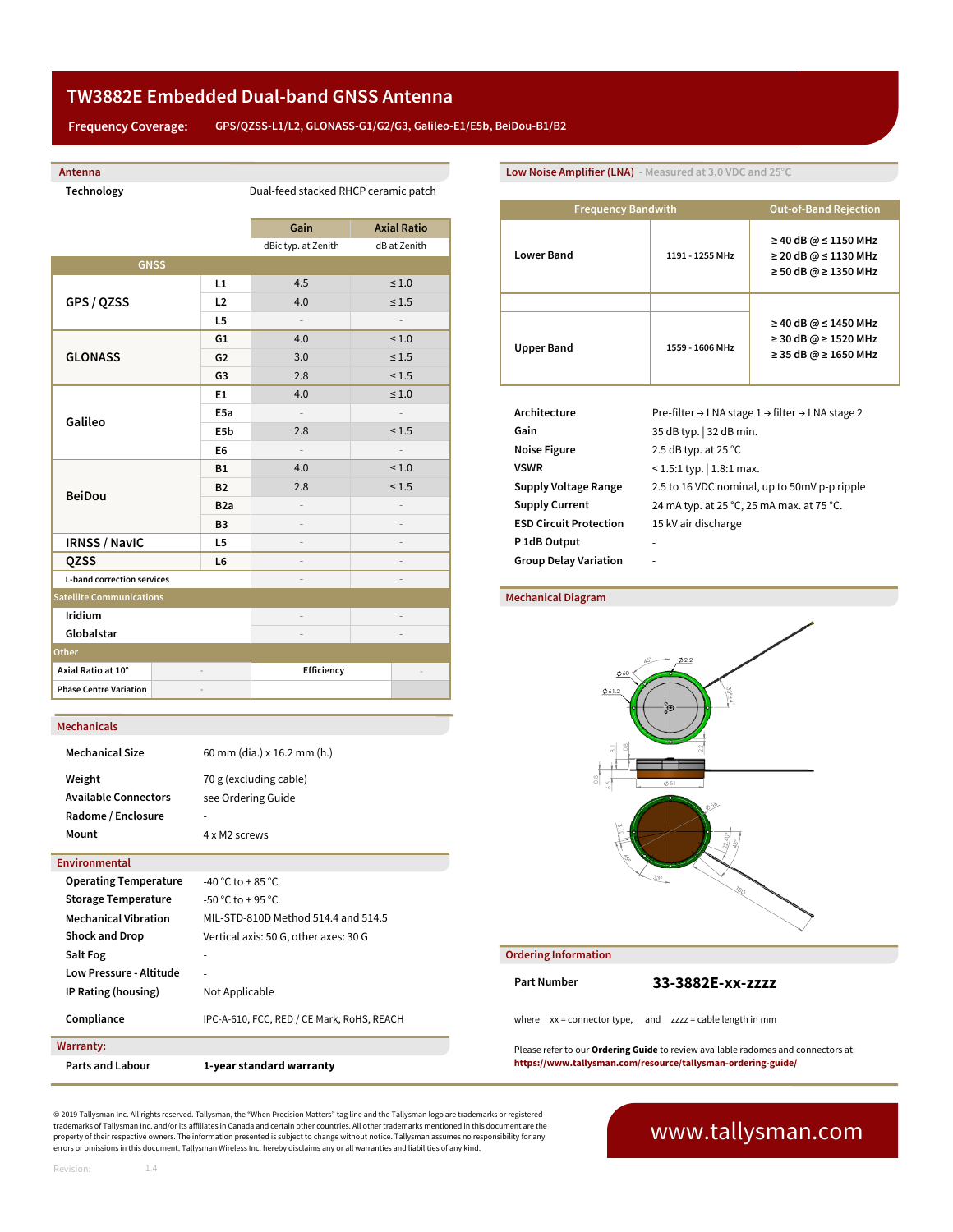# TW3882E Embedded Dual-band GNSS Antenna

**Frequency Coverage:** GPS/QZSS-L1/L2, GLONASS-G1/G2/G3, Galileo-E1/E5b, BeiDou-B1/B2

## Antenna

| | |
|---|---|
| Technology | Dual-feed stacked RHCP ceramic patch |

| | | Gain | Axial Ratio |
|---|---|---|---|
| | | dBic typ. at Zenith | dB at Zenith |
| **GNSS** | | | |
| GPS / QZSS | L1 | 4.5 | ≤ 1.0 |
| | L2 | 4.0 | ≤ 1.5 |
| | L5 | - | - |
| GLONASS | G1 | 4.0 | ≤ 1.0 |
| | G2 | 3.0 | ≤ 1.5 |
| | G3 | 2.8 | ≤ 1.5 |
| Galileo | E1 | 4.0 | ≤ 1.0 |
| | E5a | - | - |
| | E5b | 2.8 | ≤ 1.5 |
| | E6 | - | - |
| BeiDou | B1 | 4.0 | ≤ 1.0 |
| | B2 | 2.8 | ≤ 1.5 |
| | B2a | - | - |
| | B3 | - | - |
| IRNSS / NavIC | L5 | - | - |
| QZSS | L6 | - | - |
| L-band correction services | | - | - |
| **Satellite Communications** | | | |
| Iridium | | - | - |
| Globalstar | | - | - |
| **Other** | | | |
| Axial Ratio at 10° | - | Efficiency | - |
| Phase Centre Variation | - | | |

## Mechanicals

| | |
|---|---|
| Mechanical Size | 60 mm (dia.) x 16.2 mm (h.) |
| Weight | 70 g (excluding cable) |
| Available Connectors | see Ordering Guide |
| Radome / Enclosure | - |
| Mount | 4 x M2 screws |

## Environmental

| | |
|---|---|
| Operating Temperature | -40 °C to + 85 °C |
| Storage Temperature | -50 °C to + 95 °C |
| Mechanical Vibration | MIL-STD-810D Method 514.4 and 514.5 |
| Shock and Drop | Vertical axis: 50 G, other axes: 30 G |
| Salt Fog | - |
| Low Pressure - Altitude | - |
| IP Rating (housing) | Not Applicable |
| Compliance | IPC-A-610, FCC, RED / CE Mark, RoHS, REACH |

## Warranty:

| | |
|---|---|
| Parts and Labour | **1-year standard warranty** |

## Low Noise Amplifier (LNA) - Measured at 3.0 VDC and 25°C

| Frequency Bandwith | | Out-of-Band Rejection |
|---|---|---|
| Lower Band | 1191 - 1255 MHz | ≥ 40 dB @ ≤ 1150 MHz<br>≥ 20 dB @ ≤ 1130 MHz<br>≥ 50 dB @ ≥ 1350 MHz |
| Upper Band | 1559 - 1606 MHz | ≥ 40 dB @ ≤ 1450 MHz<br>≥ 30 dB @ ≥ 1520 MHz<br>≥ 35 dB @ ≥ 1650 MHz |

| | |
|---|---|
| Architecture | Pre-filter → LNA stage 1 → filter → LNA stage 2 |
| Gain | 35 dB typ. \| 32 dB min. |
| Noise Figure | 2.5 dB typ. at 25 °C |
| VSWR | < 1.5:1 typ. \| 1.8:1 max. |
| Supply Voltage Range | 2.5 to 16 VDC nominal, up to 50mV p-p ripple |
| Supply Current | 24 mA typ. at 25 °C, 25 mA max. at 75 °C. |
| ESD Circuit Protection | 15 kV air discharge |
| P 1dB Output | - |
| Group Delay Variation | - |

## Mechanical Diagram

Ø2.2
45°
Ø60
Ø61.2
33°±4°
8.1
0.8
2.2
0.8
6.5
Ø51
Ø56
45°
22.50°
45°
33°
180

## Ordering Information

**Part Number** **33-3882E-xx-zzzz**

where xx = connector type, and zzzz = cable length in mm

Please refer to our **Ordering Guide** to review available radomes and connectors at:
**https://www.tallysman.com/resource/tallysman-ordering-guide/**

© 2019 Tallysman Inc. All rights reserved. Tallysman, the "When Precision Matters" tag line and the Tallysman logo are trademarks or registered trademarks of Tallysman Inc. and/or its affiliates in Canada and certain other countries. All other trademarks mentioned in this document are the property of their respective owners. The information presented is subject to change without notice. Tallysman assumes no responsibility for any errors or omissions in this document. Tallysman Wireless Inc. hereby disclaims any or all warranties and liabilities of any kind.

Revision: 1.4

www.tallysman.com